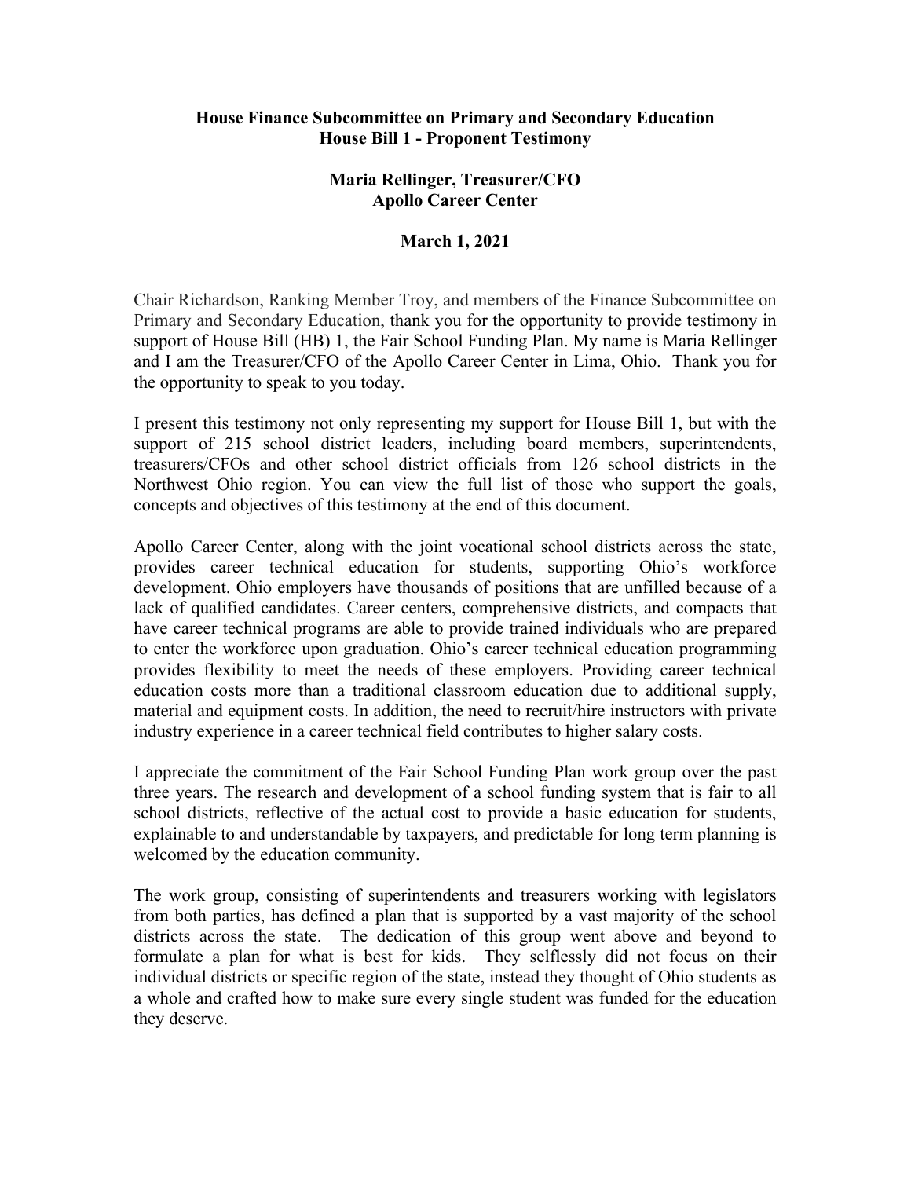**House Finance Subcommittee on Primary and Secondary Education**
**House Bill 1 - Proponent Testimony**

**Maria Rellinger, Treasurer/CFO**
**Apollo Career Center**

**March 1, 2021**

Chair Richardson, Ranking Member Troy, and members of the Finance Subcommittee on Primary and Secondary Education, thank you for the opportunity to provide testimony in support of House Bill (HB) 1, the Fair School Funding Plan. My name is Maria Rellinger and I am the Treasurer/CFO of the Apollo Career Center in Lima, Ohio. Thank you for the opportunity to speak to you today.

I present this testimony not only representing my support for House Bill 1, but with the support of 215 school district leaders, including board members, superintendents, treasurers/CFOs and other school district officials from 126 school districts in the Northwest Ohio region. You can view the full list of those who support the goals, concepts and objectives of this testimony at the end of this document.

Apollo Career Center, along with the joint vocational school districts across the state, provides career technical education for students, supporting Ohio's workforce development. Ohio employers have thousands of positions that are unfilled because of a lack of qualified candidates. Career centers, comprehensive districts, and compacts that have career technical programs are able to provide trained individuals who are prepared to enter the workforce upon graduation. Ohio's career technical education programming provides flexibility to meet the needs of these employers. Providing career technical education costs more than a traditional classroom education due to additional supply, material and equipment costs. In addition, the need to recruit/hire instructors with private industry experience in a career technical field contributes to higher salary costs.

I appreciate the commitment of the Fair School Funding Plan work group over the past three years. The research and development of a school funding system that is fair to all school districts, reflective of the actual cost to provide a basic education for students, explainable to and understandable by taxpayers, and predictable for long term planning is welcomed by the education community.

The work group, consisting of superintendents and treasurers working with legislators from both parties, has defined a plan that is supported by a vast majority of the school districts across the state. The dedication of this group went above and beyond to formulate a plan for what is best for kids. They selflessly did not focus on their individual districts or specific region of the state, instead they thought of Ohio students as a whole and crafted how to make sure every single student was funded for the education they deserve.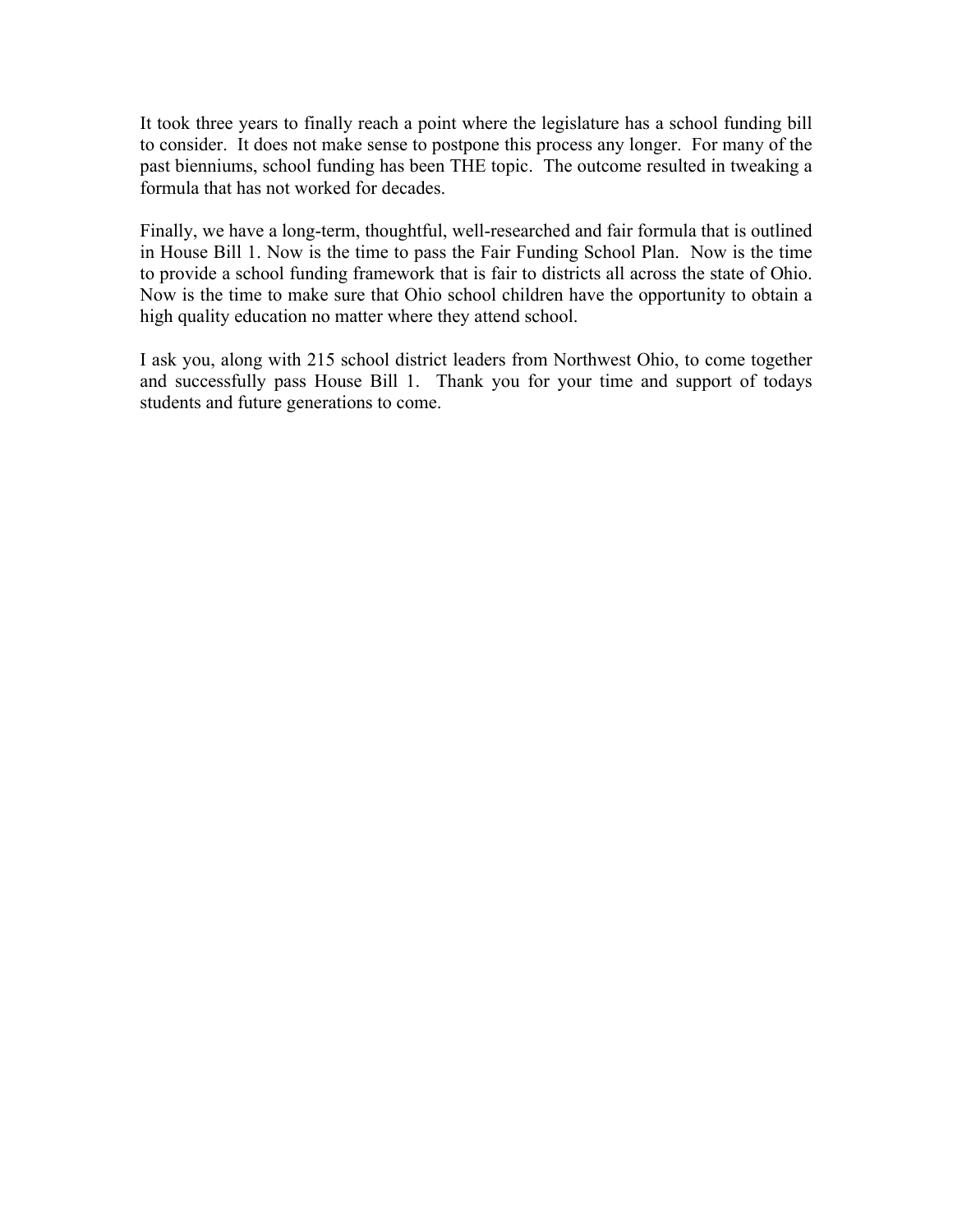It took three years to finally reach a point where the legislature has a school funding bill to consider. It does not make sense to postpone this process any longer. For many of the past bienniums, school funding has been THE topic. The outcome resulted in tweaking a formula that has not worked for decades.

Finally, we have a long-term, thoughtful, well-researched and fair formula that is outlined in House Bill 1. Now is the time to pass the Fair Funding School Plan. Now is the time to provide a school funding framework that is fair to districts all across the state of Ohio. Now is the time to make sure that Ohio school children have the opportunity to obtain a high quality education no matter where they attend school.

I ask you, along with 215 school district leaders from Northwest Ohio, to come together and successfully pass House Bill 1. Thank you for your time and support of todays students and future generations to come.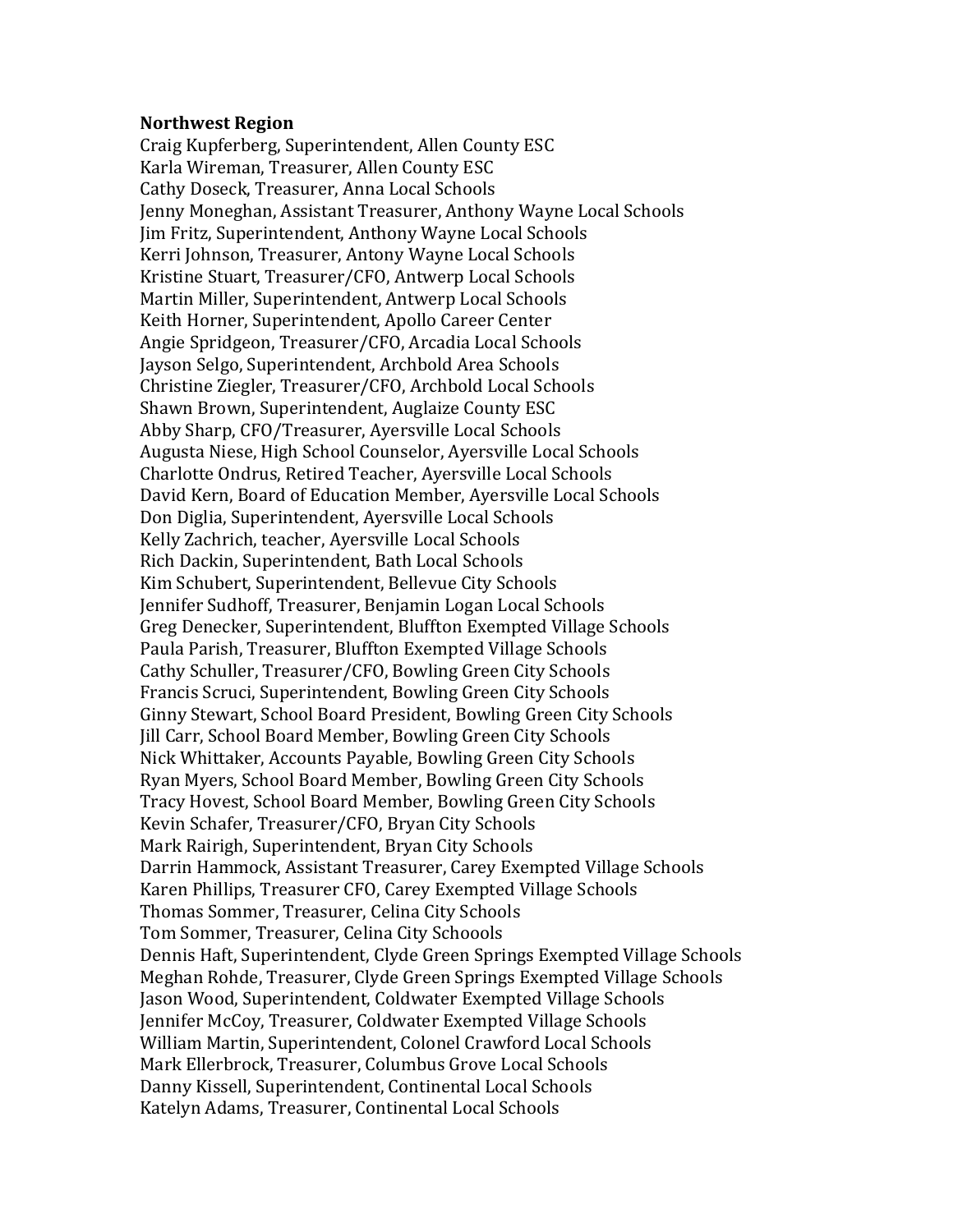**Northwest Region**

Craig Kupferberg, Superintendent, Allen County ESC
Karla Wireman, Treasurer, Allen County ESC
Cathy Doseck, Treasurer, Anna Local Schools
Jenny Moneghan, Assistant Treasurer, Anthony Wayne Local Schools
Jim Fritz, Superintendent, Anthony Wayne Local Schools
Kerri Johnson, Treasurer, Antony Wayne Local Schools
Kristine Stuart, Treasurer/CFO, Antwerp Local Schools
Martin Miller, Superintendent, Antwerp Local Schools
Keith Horner, Superintendent, Apollo Career Center
Angie Spridgeon, Treasurer/CFO, Arcadia Local Schools
Jayson Selgo, Superintendent, Archbold Area Schools
Christine Ziegler, Treasurer/CFO, Archbold Local Schools
Shawn Brown, Superintendent, Auglaize County ESC
Abby Sharp, CFO/Treasurer, Ayersville Local Schools
Augusta Niese, High School Counselor, Ayersville Local Schools
Charlotte Ondrus, Retired Teacher, Ayersville Local Schools
David Kern, Board of Education Member, Ayersville Local Schools
Don Diglia, Superintendent, Ayersville Local Schools
Kelly Zachrich, teacher, Ayersville Local Schools
Rich Dackin, Superintendent, Bath Local Schools
Kim Schubert, Superintendent, Bellevue City Schools
Jennifer Sudhoff, Treasurer, Benjamin Logan Local Schools
Greg Denecker, Superintendent, Bluffton Exempted Village Schools
Paula Parish, Treasurer, Bluffton Exempted Village Schools
Cathy Schuller, Treasurer/CFO, Bowling Green City Schools
Francis Scruci, Superintendent, Bowling Green City Schools
Ginny Stewart, School Board President, Bowling Green City Schools
Jill Carr, School Board Member, Bowling Green City Schools
Nick Whittaker, Accounts Payable, Bowling Green City Schools
Ryan Myers, School Board Member, Bowling Green City Schools
Tracy Hovest, School Board Member, Bowling Green City Schools
Kevin Schafer, Treasurer/CFO, Bryan City Schools
Mark Rairigh, Superintendent, Bryan City Schools
Darrin Hammock, Assistant Treasurer, Carey Exempted Village Schools
Karen Phillips, Treasurer CFO, Carey Exempted Village Schools
Thomas Sommer, Treasurer, Celina City Schools
Tom Sommer, Treasurer, Celina City Schoools
Dennis Haft, Superintendent, Clyde Green Springs Exempted Village Schools
Meghan Rohde, Treasurer, Clyde Green Springs Exempted Village Schools
Jason Wood, Superintendent, Coldwater Exempted Village Schools
Jennifer McCoy, Treasurer, Coldwater Exempted Village Schools
William Martin, Superintendent, Colonel Crawford Local Schools
Mark Ellerbrock, Treasurer, Columbus Grove Local Schools
Danny Kissell, Superintendent, Continental Local Schools
Katelyn Adams, Treasurer, Continental Local Schools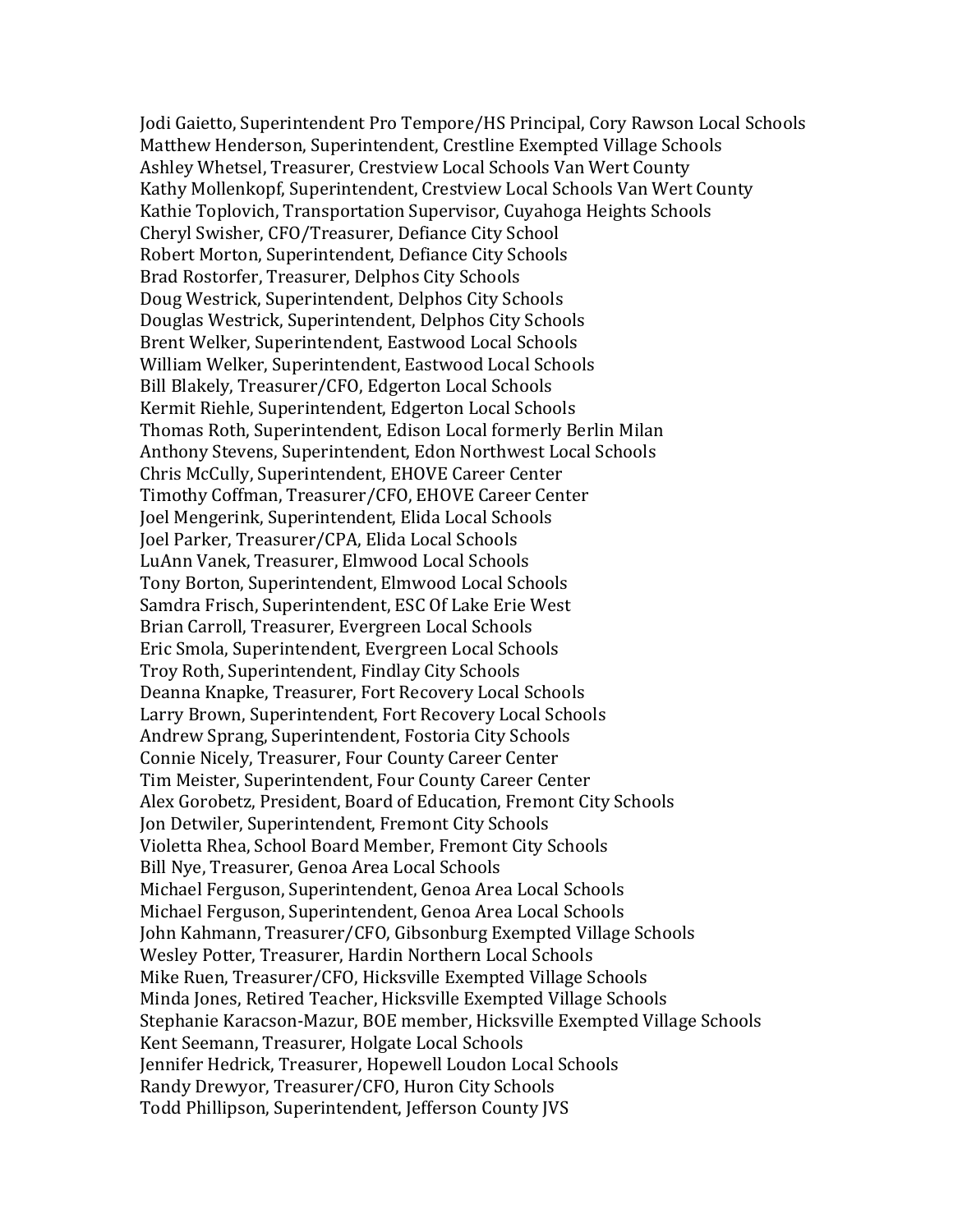Jodi Gaietto, Superintendent Pro Tempore/HS Principal, Cory Rawson Local Schools
Matthew Henderson, Superintendent, Crestline Exempted Village Schools
Ashley Whetsel, Treasurer, Crestview Local Schools Van Wert County
Kathy Mollenkopf, Superintendent, Crestview Local Schools Van Wert County
Kathie Toplovich, Transportation Supervisor, Cuyahoga Heights Schools
Cheryl Swisher, CFO/Treasurer, Defiance City School
Robert Morton, Superintendent, Defiance City Schools
Brad Rostorfer, Treasurer, Delphos City Schools
Doug Westrick, Superintendent, Delphos City Schools
Douglas Westrick, Superintendent, Delphos City Schools
Brent Welker, Superintendent, Eastwood Local Schools
William Welker, Superintendent, Eastwood Local Schools
Bill Blakely, Treasurer/CFO, Edgerton Local Schools
Kermit Riehle, Superintendent, Edgerton Local Schools
Thomas Roth, Superintendent, Edison Local formerly Berlin Milan
Anthony Stevens, Superintendent, Edon Northwest Local Schools
Chris McCully, Superintendent, EHOVE Career Center
Timothy Coffman, Treasurer/CFO, EHOVE Career Center
Joel Mengerink, Superintendent, Elida Local Schools
Joel Parker, Treasurer/CPA, Elida Local Schools
LuAnn Vanek, Treasurer, Elmwood Local Schools
Tony Borton, Superintendent, Elmwood Local Schools
Samdra Frisch, Superintendent, ESC Of Lake Erie West
Brian Carroll, Treasurer, Evergreen Local Schools
Eric Smola, Superintendent, Evergreen Local Schools
Troy Roth, Superintendent, Findlay City Schools
Deanna Knapke, Treasurer, Fort Recovery Local Schools
Larry Brown, Superintendent, Fort Recovery Local Schools
Andrew Sprang, Superintendent, Fostoria City Schools
Connie Nicely, Treasurer, Four County Career Center
Tim Meister, Superintendent, Four County Career Center
Alex Gorobetz, President, Board of Education, Fremont City Schools
Jon Detwiler, Superintendent, Fremont City Schools
Violetta Rhea, School Board Member, Fremont City Schools
Bill Nye, Treasurer, Genoa Area Local Schools
Michael Ferguson, Superintendent, Genoa Area Local Schools
Michael Ferguson, Superintendent, Genoa Area Local Schools
John Kahmann, Treasurer/CFO, Gibsonburg Exempted Village Schools
Wesley Potter, Treasurer, Hardin Northern Local Schools
Mike Ruen, Treasurer/CFO, Hicksville Exempted Village Schools
Minda Jones, Retired Teacher, Hicksville Exempted Village Schools
Stephanie Karacson-Mazur, BOE member, Hicksville Exempted Village Schools
Kent Seemann, Treasurer, Holgate Local Schools
Jennifer Hedrick, Treasurer, Hopewell Loudon Local Schools
Randy Drewyor, Treasurer/CFO, Huron City Schools
Todd Phillipson, Superintendent, Jefferson County JVS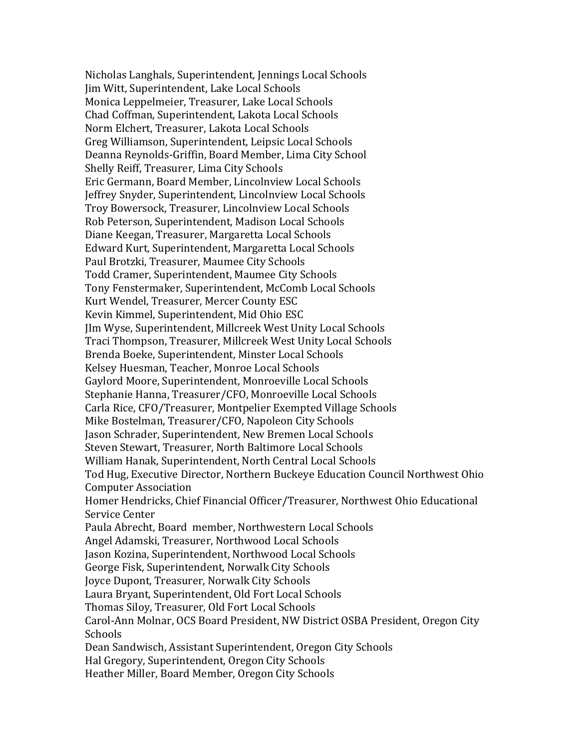Nicholas Langhals, Superintendent, Jennings Local Schools
Jim Witt, Superintendent, Lake Local Schools
Monica Leppelmeier, Treasurer, Lake Local Schools
Chad Coffman, Superintendent, Lakota Local Schools
Norm Elchert, Treasurer, Lakota Local Schools
Greg Williamson, Superintendent, Leipsic Local Schools
Deanna Reynolds-Griffin, Board Member, Lima City School
Shelly Reiff, Treasurer, Lima City Schools
Eric Germann, Board Member, Lincolnview Local Schools
Jeffrey Snyder, Superintendent, Lincolnview Local Schools
Troy Bowersock, Treasurer, Lincolnview Local Schools
Rob Peterson, Superintendent, Madison Local Schools
Diane Keegan, Treasurer, Margaretta Local Schools
Edward Kurt, Superintendent, Margaretta Local Schools
Paul Brotzki, Treasurer, Maumee City Schools
Todd Cramer, Superintendent, Maumee City Schools
Tony Fenstermaker, Superintendent, McComb Local Schools
Kurt Wendel, Treasurer, Mercer County ESC
Kevin Kimmel, Superintendent, Mid Ohio ESC
JIm Wyse, Superintendent, Millcreek West Unity Local Schools
Traci Thompson, Treasurer, Millcreek West Unity Local Schools
Brenda Boeke, Superintendent, Minster Local Schools
Kelsey Huesman, Teacher, Monroe Local Schools
Gaylord Moore, Superintendent, Monroeville Local Schools
Stephanie Hanna, Treasurer/CFO, Monroeville Local Schools
Carla Rice, CFO/Treasurer, Montpelier Exempted Village Schools
Mike Bostelman, Treasurer/CFO, Napoleon City Schools
Jason Schrader, Superintendent, New Bremen Local Schools
Steven Stewart, Treasurer, North Baltimore Local Schools
William Hanak, Superintendent, North Central Local Schools
Tod Hug, Executive Director, Northern Buckeye Education Council Northwest Ohio Computer Association
Homer Hendricks, Chief Financial Officer/Treasurer, Northwest Ohio Educational Service Center
Paula Abrecht, Board member, Northwestern Local Schools
Angel Adamski, Treasurer, Northwood Local Schools
Jason Kozina, Superintendent, Northwood Local Schools
George Fisk, Superintendent, Norwalk City Schools
Joyce Dupont, Treasurer, Norwalk City Schools
Laura Bryant, Superintendent, Old Fort Local Schools
Thomas Siloy, Treasurer, Old Fort Local Schools
Carol-Ann Molnar, OCS Board President, NW District OSBA President, Oregon City Schools
Dean Sandwisch, Assistant Superintendent, Oregon City Schools
Hal Gregory, Superintendent, Oregon City Schools
Heather Miller, Board Member, Oregon City Schools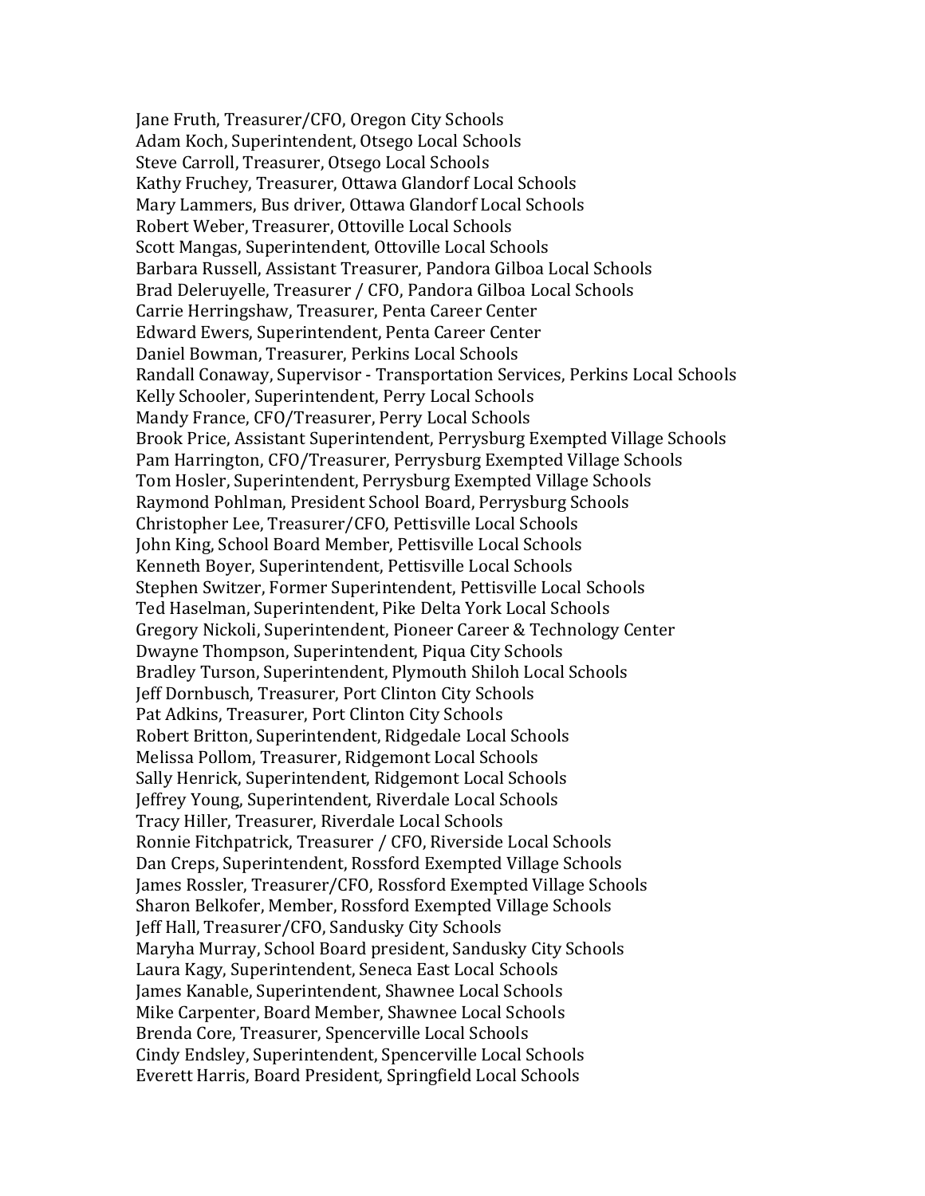Jane Fruth, Treasurer/CFO, Oregon City Schools
Adam Koch, Superintendent, Otsego Local Schools
Steve Carroll, Treasurer, Otsego Local Schools
Kathy Fruchey, Treasurer, Ottawa Glandorf Local Schools
Mary Lammers, Bus driver, Ottawa Glandorf Local Schools
Robert Weber, Treasurer, Ottoville Local Schools
Scott Mangas, Superintendent, Ottoville Local Schools
Barbara Russell, Assistant Treasurer, Pandora Gilboa Local Schools
Brad Deleruyelle, Treasurer / CFO, Pandora Gilboa Local Schools
Carrie Herringshaw, Treasurer, Penta Career Center
Edward Ewers, Superintendent, Penta Career Center
Daniel Bowman, Treasurer, Perkins Local Schools
Randall Conaway, Supervisor - Transportation Services, Perkins Local Schools
Kelly Schooler, Superintendent, Perry Local Schools
Mandy France, CFO/Treasurer, Perry Local Schools
Brook Price, Assistant Superintendent, Perrysburg Exempted Village Schools
Pam Harrington, CFO/Treasurer, Perrysburg Exempted Village Schools
Tom Hosler, Superintendent, Perrysburg Exempted Village Schools
Raymond Pohlman, President School Board, Perrysburg Schools
Christopher Lee, Treasurer/CFO, Pettisville Local Schools
John King, School Board Member, Pettisville Local Schools
Kenneth Boyer, Superintendent, Pettisville Local Schools
Stephen Switzer, Former Superintendent, Pettisville Local Schools
Ted Haselman, Superintendent, Pike Delta York Local Schools
Gregory Nickoli, Superintendent, Pioneer Career & Technology Center
Dwayne Thompson, Superintendent, Piqua City Schools
Bradley Turson, Superintendent, Plymouth Shiloh Local Schools
Jeff Dornbusch, Treasurer, Port Clinton City Schools
Pat Adkins, Treasurer, Port Clinton City Schools
Robert Britton, Superintendent, Ridgedale Local Schools
Melissa Pollom, Treasurer, Ridgemont Local Schools
Sally Henrick, Superintendent, Ridgemont Local Schools
Jeffrey Young, Superintendent, Riverdale Local Schools
Tracy Hiller, Treasurer, Riverdale Local Schools
Ronnie Fitchpatrick, Treasurer / CFO, Riverside Local Schools
Dan Creps, Superintendent, Rossford Exempted Village Schools
James Rossler, Treasurer/CFO, Rossford Exempted Village Schools
Sharon Belkofer, Member, Rossford Exempted Village Schools
Jeff Hall, Treasurer/CFO, Sandusky City Schools
Maryha Murray, School Board president, Sandusky City Schools
Laura Kagy, Superintendent, Seneca East Local Schools
James Kanable, Superintendent, Shawnee Local Schools
Mike Carpenter, Board Member, Shawnee Local Schools
Brenda Core, Treasurer, Spencerville Local Schools
Cindy Endsley, Superintendent, Spencerville Local Schools
Everett Harris, Board President, Springfield Local Schools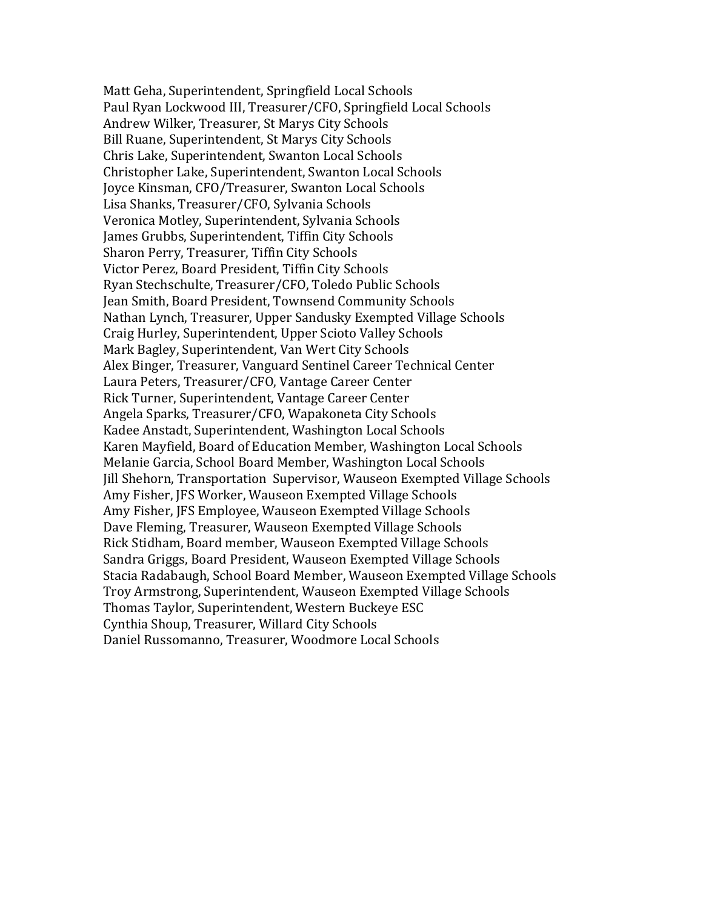Matt Geha, Superintendent, Springfield Local Schools
Paul Ryan Lockwood III, Treasurer/CFO, Springfield Local Schools
Andrew Wilker, Treasurer, St Marys City Schools
Bill Ruane, Superintendent, St Marys City Schools
Chris Lake, Superintendent, Swanton Local Schools
Christopher Lake, Superintendent, Swanton Local Schools
Joyce Kinsman, CFO/Treasurer, Swanton Local Schools
Lisa Shanks, Treasurer/CFO, Sylvania Schools
Veronica Motley, Superintendent, Sylvania Schools
James Grubbs, Superintendent, Tiffin City Schools
Sharon Perry, Treasurer, Tiffin City Schools
Victor Perez, Board President, Tiffin City Schools
Ryan Stechschulte, Treasurer/CFO, Toledo Public Schools
Jean Smith, Board President, Townsend Community Schools
Nathan Lynch, Treasurer, Upper Sandusky Exempted Village Schools
Craig Hurley, Superintendent, Upper Scioto Valley Schools
Mark Bagley, Superintendent, Van Wert City Schools
Alex Binger, Treasurer, Vanguard Sentinel Career Technical Center
Laura Peters, Treasurer/CFO, Vantage Career Center
Rick Turner, Superintendent, Vantage Career Center
Angela Sparks, Treasurer/CFO, Wapakoneta City Schools
Kadee Anstadt, Superintendent, Washington Local Schools
Karen Mayfield, Board of Education Member, Washington Local Schools
Melanie Garcia, School Board Member, Washington Local Schools
Jill Shehorn, Transportation Supervisor, Wauseon Exempted Village Schools
Amy Fisher, JFS Worker, Wauseon Exempted Village Schools
Amy Fisher, JFS Employee, Wauseon Exempted Village Schools
Dave Fleming, Treasurer, Wauseon Exempted Village Schools
Rick Stidham, Board member, Wauseon Exempted Village Schools
Sandra Griggs, Board President, Wauseon Exempted Village Schools
Stacia Radabaugh, School Board Member, Wauseon Exempted Village Schools
Troy Armstrong, Superintendent, Wauseon Exempted Village Schools
Thomas Taylor, Superintendent, Western Buckeye ESC
Cynthia Shoup, Treasurer, Willard City Schools
Daniel Russomanno, Treasurer, Woodmore Local Schools